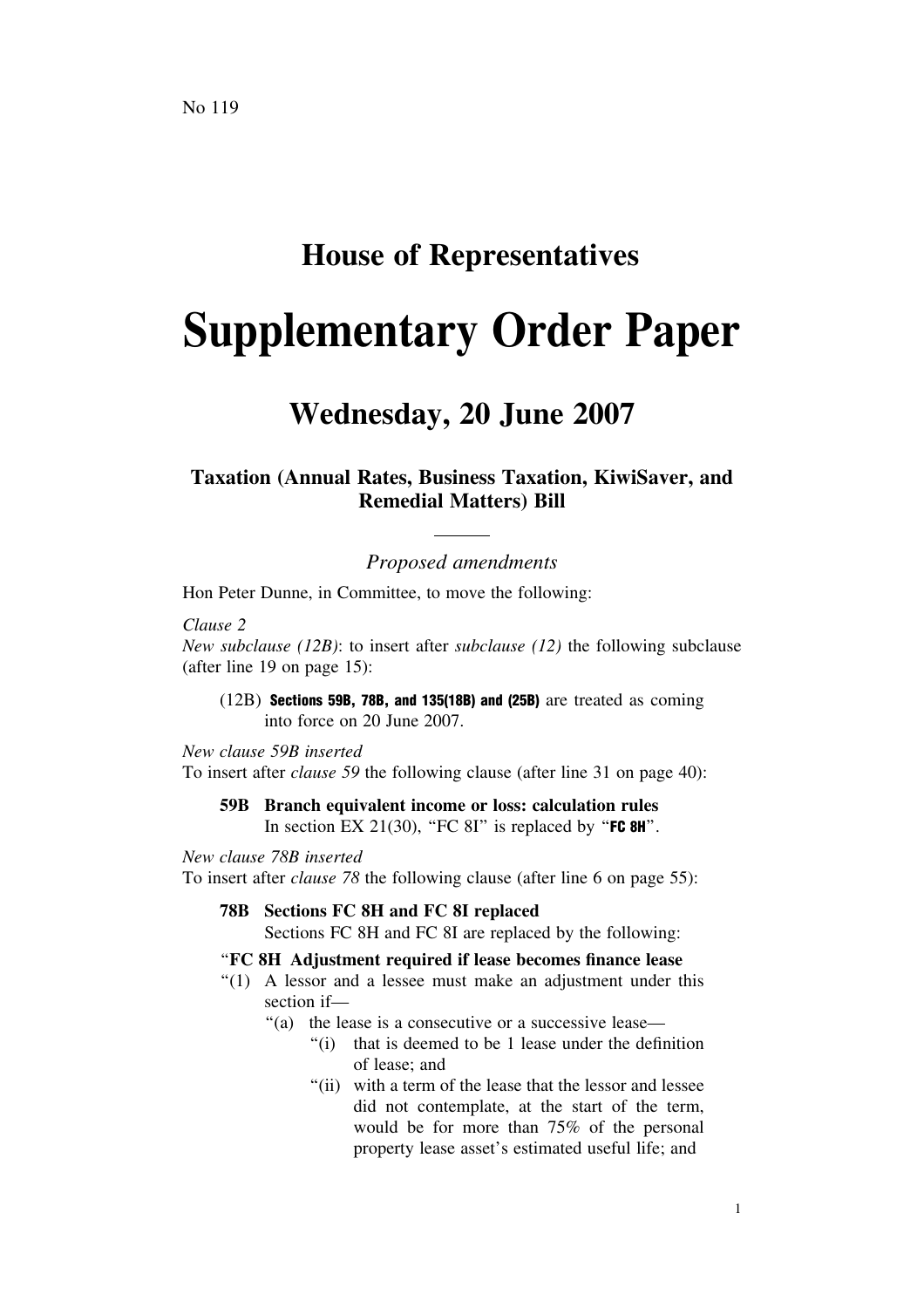No 119

# House of Representatives

# Supplementary Order Paper

## Wednesday, 20 June 2007

### Taxation (Annual Rates, Business Taxation, KiwiSaver, and Remedial Matters) Bill

*Proposed amendments*

Hon Peter Dunne, in Committee, to move the following:

*Clause 2*

*New subclause (12B)*: to insert after *subclause (12)* the following subclause (after line 19 on page 15):

> (12B) **Sections 59B, 78B, and 135(18B) and (25B)** are treated as coming into force on 20 June 2007.

*New clause 59B inserted*

To insert after *clause 59* the following clause (after line 31 on page 40):

> **59B Branch equivalent income or loss: calculation rules**
>
> In section EX 21(30), "FC 8I" is replaced by "**FC 8H**".

*New clause 78B inserted*

To insert after *clause 78* the following clause (after line 6 on page 55):

> **78B Sections FC 8H and FC 8I replaced**
>
> Sections FC 8H and FC 8I are replaced by the following:
>
> "**FC 8H Adjustment required if lease becomes finance lease**
>
> "(1) A lessor and a lessee must make an adjustment under this section if—
>
> "(a) the lease is a consecutive or a successive lease—
>
> "(i) that is deemed to be 1 lease under the definition of lease; and
>
> "(ii) with a term of the lease that the lessor and lessee did not contemplate, at the start of the term, would be for more than 75% of the personal property lease asset's estimated useful life; and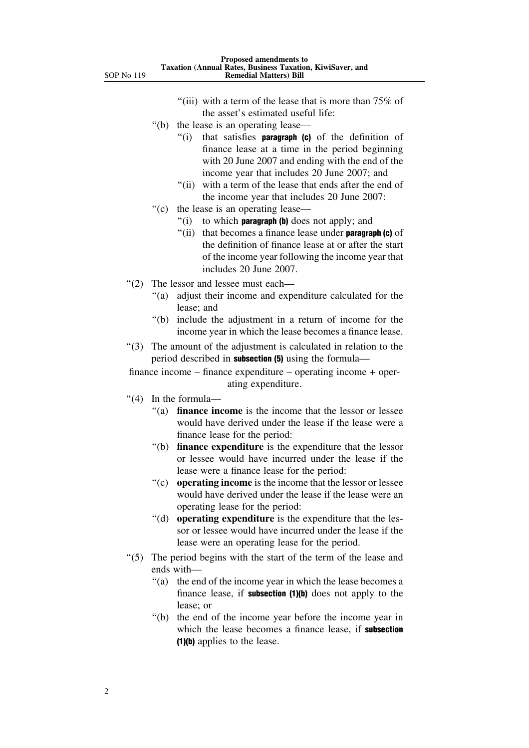"(iii) with a term of the lease that is more than 75% of the asset's estimated useful life:

"(b) the lease is an operating lease—

"(i) that satisfies **paragraph (c)** of the definition of finance lease at a time in the period beginning with 20 June 2007 and ending with the end of the income year that includes 20 June 2007; and

"(ii) with a term of the lease that ends after the end of the income year that includes 20 June 2007:

"(c) the lease is an operating lease—

"(i) to which **paragraph (b)** does not apply; and

"(ii) that becomes a finance lease under **paragraph (c)** of the definition of finance lease at or after the start of the income year following the income year that includes 20 June 2007.

"(2) The lessor and lessee must each—

"(a) adjust their income and expenditure calculated for the lease; and

"(b) include the adjustment in a return of income for the income year in which the lease becomes a finance lease.

"(3) The amount of the adjustment is calculated in relation to the period described in **subsection (5)** using the formula—

finance income – finance expenditure – operating income + operating expenditure.

"(4) In the formula—

"(a) **finance income** is the income that the lessor or lessee would have derived under the lease if the lease were a finance lease for the period:

"(b) **finance expenditure** is the expenditure that the lessor or lessee would have incurred under the lease if the lease were a finance lease for the period:

"(c) **operating income** is the income that the lessor or lessee would have derived under the lease if the lease were an operating lease for the period:

"(d) **operating expenditure** is the expenditure that the lessor or lessee would have incurred under the lease if the lease were an operating lease for the period.

"(5) The period begins with the start of the term of the lease and ends with—

"(a) the end of the income year in which the lease becomes a finance lease, if **subsection (1)(b)** does not apply to the lease; or

"(b) the end of the income year before the income year in which the lease becomes a finance lease, if **subsection (1)(b)** applies to the lease.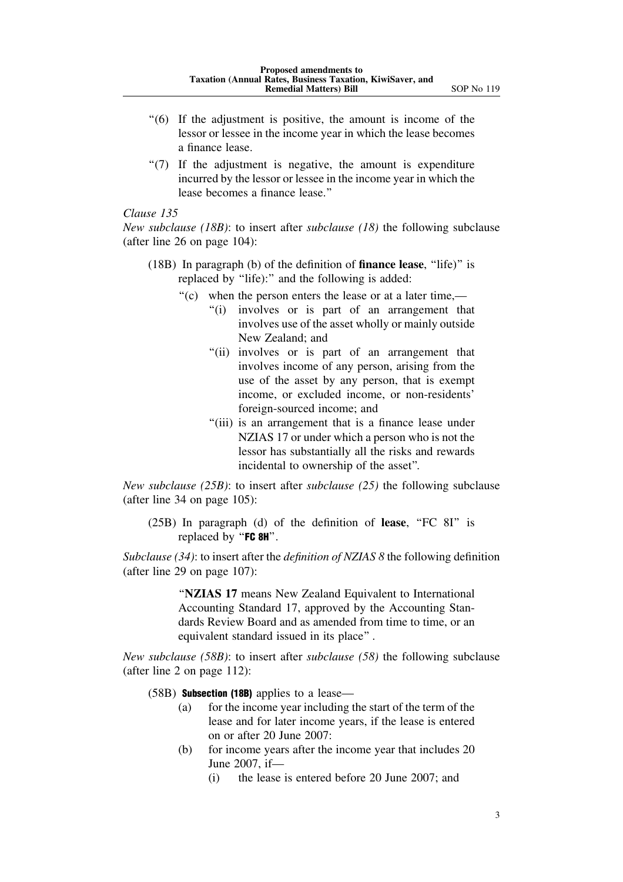"(6) If the adjustment is positive, the amount is income of the lessor or lessee in the income year in which the lease becomes a finance lease.

"(7) If the adjustment is negative, the amount is expenditure incurred by the lessor or lessee in the income year in which the lease becomes a finance lease."

*Clause 135*

*New subclause (18B)*: to insert after *subclause (18)* the following subclause (after line 26 on page 104):

(18B) In paragraph (b) of the definition of **finance lease**, "life)" is replaced by "life):" and the following is added:

"(c) when the person enters the lease or at a later time,—

"(i) involves or is part of an arrangement that involves use of the asset wholly or mainly outside New Zealand; and

"(ii) involves or is part of an arrangement that involves income of any person, arising from the use of the asset by any person, that is exempt income, or excluded income, or non-residents' foreign-sourced income; and

"(iii) is an arrangement that is a finance lease under NZIAS 17 or under which a person who is not the lessor has substantially all the risks and rewards incidental to ownership of the asset".

*New subclause (25B)*: to insert after *subclause (25)* the following subclause (after line 34 on page 105):

(25B) In paragraph (d) of the definition of **lease**, "FC 8I" is replaced by "**FC 8H**".

*Subclause (34)*: to insert after the *definition of NZIAS 8* the following definition (after line 29 on page 107):

"**NZIAS 17** means New Zealand Equivalent to International Accounting Standard 17, approved by the Accounting Standards Review Board and as amended from time to time, or an equivalent standard issued in its place" .

*New subclause (58B)*: to insert after *subclause (58)* the following subclause (after line 2 on page 112):

(58B) **Subsection (18B)** applies to a lease—

(a) for the income year including the start of the term of the lease and for later income years, if the lease is entered on or after 20 June 2007:

(b) for income years after the income year that includes 20 June 2007, if—

(i) the lease is entered before 20 June 2007; and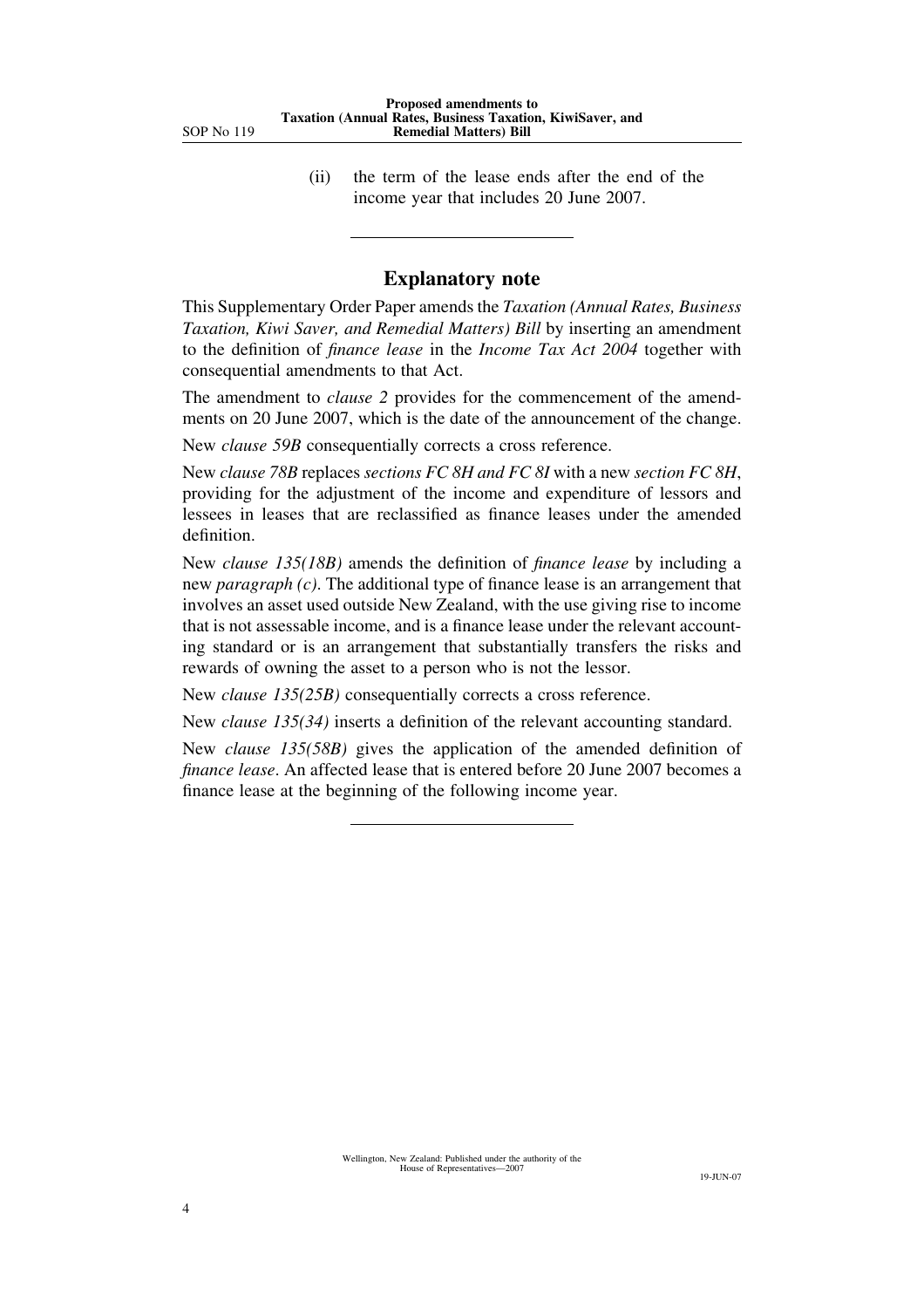(ii) the term of the lease ends after the end of the income year that includes 20 June 2007.

---

## Explanatory note

This Supplementary Order Paper amends the *Taxation (Annual Rates, Business Taxation, Kiwi Saver, and Remedial Matters) Bill* by inserting an amendment to the definition of *finance lease* in the *Income Tax Act 2004* together with consequential amendments to that Act.

The amendment to *clause 2* provides for the commencement of the amendments on 20 June 2007, which is the date of the announcement of the change.

New *clause 59B* consequentially corrects a cross reference.

New *clause 78B* replaces *sections FC 8H and FC 8I* with a new *section FC 8H*, providing for the adjustment of the income and expenditure of lessors and lessees in leases that are reclassified as finance leases under the amended definition.

New *clause 135(18B)* amends the definition of *finance lease* by including a new *paragraph (c)*. The additional type of finance lease is an arrangement that involves an asset used outside New Zealand, with the use giving rise to income that is not assessable income, and is a finance lease under the relevant accounting standard or is an arrangement that substantially transfers the risks and rewards of owning the asset to a person who is not the lessor.

New *clause 135(25B)* consequentially corrects a cross reference.

New *clause 135(34)* inserts a definition of the relevant accounting standard.

New *clause 135(58B)* gives the application of the amended definition of *finance lease*. An affected lease that is entered before 20 June 2007 becomes a finance lease at the beginning of the following income year.

---

Wellington, New Zealand: Published under the authority of the House of Representatives—2007

19-JUN-07